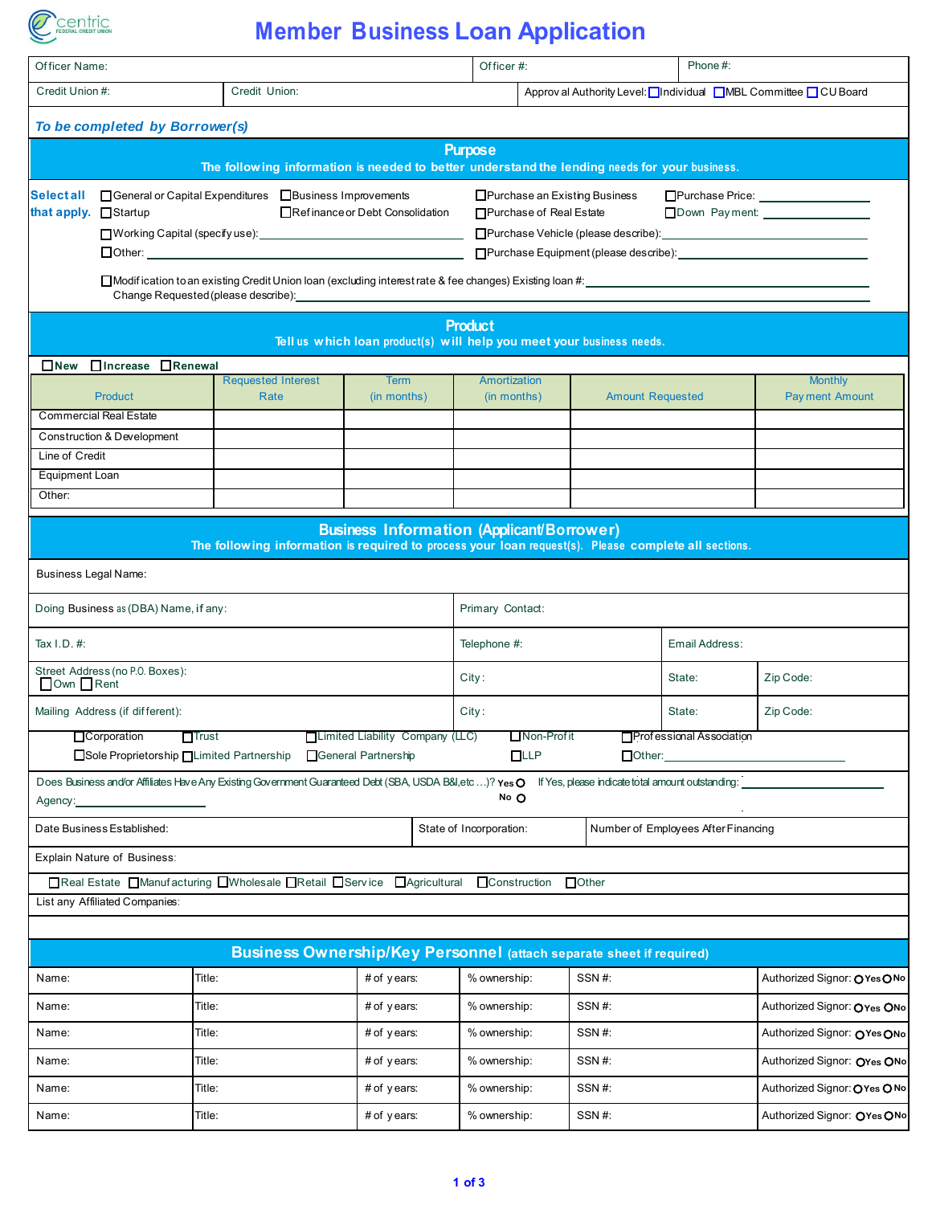centric FEDERAL CREDIT UNION

# Member Business Loan Application

| Officer Name: | Officer #: | Phone #: |
|---|---|---|
| Credit Union #: | Credit Union: | Approval Authority Level: ☐ Individual ☐ MBL Committee ☐ CU Board |

*To be completed by Borrower(s)*

## Purpose

**The following information is needed to better understand the lending needs for your business.**

**Select all that apply.**

- ☐ General or Capital Expenditures
- ☐ Business Improvements
- ☐ Purchase an Existing Business
- ☐ Purchase Price: ______________
- ☐ Startup
- ☐ Refinance or Debt Consolidation
- ☐ Purchase of Real Estate
- ☐ Down Payment: ______________
- ☐ Working Capital (specify use): ______________
- ☐ Purchase Vehicle (please describe): ______________
- ☐ Other: ______________
- ☐ Purchase Equipment (please describe): ______________
- ☐ Modification to an existing Credit Union loan (excluding interest rate & fee changes) Existing loan #: ______________
  Change Requested (please describe): ______________

## Product

**Tell us which loan product(s) will help you meet your business needs.**

☐ **New** ☐ **Increase** ☐ **Renewal**

| Product | Requested Interest Rate | Term (in months) | Amortization (in months) | Amount Requested | Monthly Payment Amount |
|---|---|---|---|---|---|
| Commercial Real Estate | | | | | |
| Construction & Development | | | | | |
| Line of Credit | | | | | |
| Equipment Loan | | | | | |
| Other: | | | | | |

## Business Information (Applicant/Borrower)

**The following information is required to process your loan request(s). Please complete all sections.**

Business Legal Name:

| Doing Business as (DBA) Name, if any: | Primary Contact: | | |
|---|---|---|---|
| Tax I.D. #: | Telephone #: | Email Address: | |
| Street Address (no P.O. Boxes): ☐ Own ☐ Rent | City: | State: | Zip Code: |
| Mailing Address (if different): | City: | State: | Zip Code: |

☐ Corporation ☐ Trust ☐ Limited Liability Company (LLC) ☐ Non-Profit ☐ Professional Association
☐ Sole Proprietorship ☐ Limited Partnership ☐ General Partnership ☐ LLP ☐ Other: ______________

Does Business and/or Affiliates Have Any Existing Government Guaranteed Debt (SBA, USDA B&I,etc…)? ○ Yes ○ No If Yes, please indicate total amount outstanding: ______________
Agency: ______________

| Date Business Established: | State of Incorporation: | Number of Employees After Financing |
|---|---|---|

Explain Nature of Business:

☐ Real Estate ☐ Manufacturing ☐ Wholesale ☐ Retail ☐ Service ☐ Agricultural ☐ Construction ☐ Other

List any Affiliated Companies:

## Business Ownership/Key Personnel (attach separate sheet if required)

| Name: | Title: | # of years: | % ownership: | SSN #: | Authorized Signor: ○ Yes ○ No |
|---|---|---|---|---|---|
| Name: | Title: | # of years: | % ownership: | SSN #: | Authorized Signor: ○ Yes ○ No |
| Name: | Title: | # of years: | % ownership: | SSN #: | Authorized Signor: ○ Yes ○ No |
| Name: | Title: | # of years: | % ownership: | SSN #: | Authorized Signor: ○ Yes ○ No |
| Name: | Title: | # of years: | % ownership: | SSN #: | Authorized Signor: ○ Yes ○ No |
| Name: | Title: | # of years: | % ownership: | SSN #: | Authorized Signor: ○ Yes ○ No |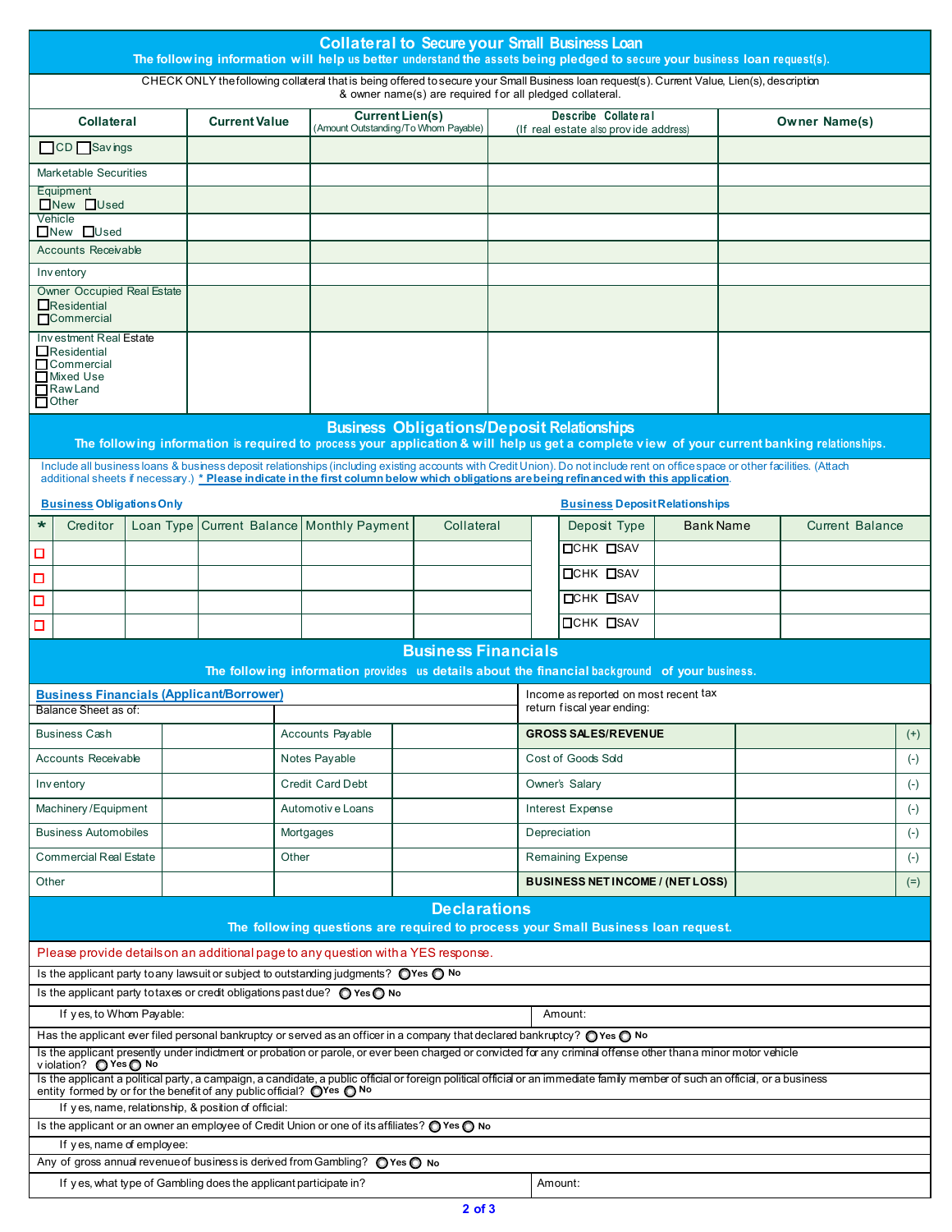## Collateral to Secure your Small Business Loan

**The following information will help us better understand the assets being pledged to secure your business loan request(s).**

CHECK ONLY the following collateral that is being offered to secure your Small Business loan request(s). Current Value, Lien(s), description & owner name(s) are required for all pledged collateral.

| Collateral | Current Value | Current Lien(s) (Amount Outstanding/To Whom Payable) | Describe Collateral (If real estate also provide address) | Owner Name(s) |
|---|---|---|---|---|
| ☐ CD ☐ Savings | | | | |
| Marketable Securities | | | | |
| Equipment ☐ New ☐ Used | | | | |
| Vehicle ☐ New ☐ Used | | | | |
| Accounts Receivable | | | | |
| Inventory | | | | |
| Owner Occupied Real Estate ☐ Residential ☐ Commercial | | | | |
| Investment Real Estate ☐ Residential ☐ Commercial ☐ Mixed Use ☐ Raw Land ☐ Other | | | | |

## Business Obligations/Deposit Relationships

**The following information is required to process your application & will help us get a complete view of your current banking relationships.**

Include all business loans & business deposit relationships (including existing accounts with Credit Union). Do not include rent on office space or other facilities. (Attach additional sheets if necessary.) **\* Please indicate in the first column below which obligations are being refinanced with this application.**

**Business Obligations Only**

| * | Creditor | Loan Type | Current Balance | Monthly Payment | Collateral |
|---|---|---|---|---|---|
| ☐ | | | | | |
| ☐ | | | | | |
| ☐ | | | | | |
| ☐ | | | | | |

**Business Deposit Relationships**

| Deposit Type | Bank Name | Current Balance |
|---|---|---|
| ☐ CHK ☐ SAV | | |
| ☐ CHK ☐ SAV | | |
| ☐ CHK ☐ SAV | | |
| ☐ CHK ☐ SAV | | |

## Business Financials

**The following information provides us details about the financial background of your business.**

**Business Financials (Applicant/Borrower)**

Balance Sheet as of:

| | | | |
|---|---|---|---|
| Business Cash | | Accounts Payable | |
| Accounts Receivable | | Notes Payable | |
| Inventory | | Credit Card Debt | |
| Machinery/Equipment | | Automotive Loans | |
| Business Automobiles | | Mortgages | |
| Commercial Real Estate | | Other | |
| Other | | | |

Income as reported on most recent tax return fiscal year ending:

| | | |
|---|---|---|
| **GROSS SALES/REVENUE** | | (+) |
| Cost of Goods Sold | | (-) |
| Owner's Salary | | (-) |
| Interest Expense | | (-) |
| Depreciation | | (-) |
| Remaining Expense | | (-) |
| **BUSINESS NET INCOME / (NET LOSS)** | | (=) |

## Declarations

**The following questions are required to process your Small Business loan request.**

Please provide details on an additional page to any question with a YES response.

Is the applicant party to any lawsuit or subject to outstanding judgments? ◯ Yes ◯ No

Is the applicant party to taxes or credit obligations past due? ◯ Yes ◯ No

If yes, to Whom Payable: &nbsp;&nbsp;&nbsp;&nbsp; Amount:

Has the applicant ever filed personal bankruptcy or served as an officer in a company that declared bankruptcy? ◯ Yes ◯ No

Is the applicant presently under indictment or probation or parole, or ever been charged or convicted for any criminal offense other than a minor motor vehicle violation? ◯ Yes ◯ No

Is the applicant a political party, a campaign, a candidate, a public official or foreign political official or an immediate family member of such an official, or a business entity formed by or for the benefit of any public official? ◯ Yes ◯ No

If yes, name, relationship, & position of official:

Is the applicant or an owner an employee of Credit Union or one of its affiliates? ◯ Yes ◯ No

If yes, name of employee:

Any of gross annual revenue of business is derived from Gambling? ◯ Yes ◯ No

If yes, what type of Gambling does the applicant participate in? &nbsp;&nbsp;&nbsp;&nbsp; Amount: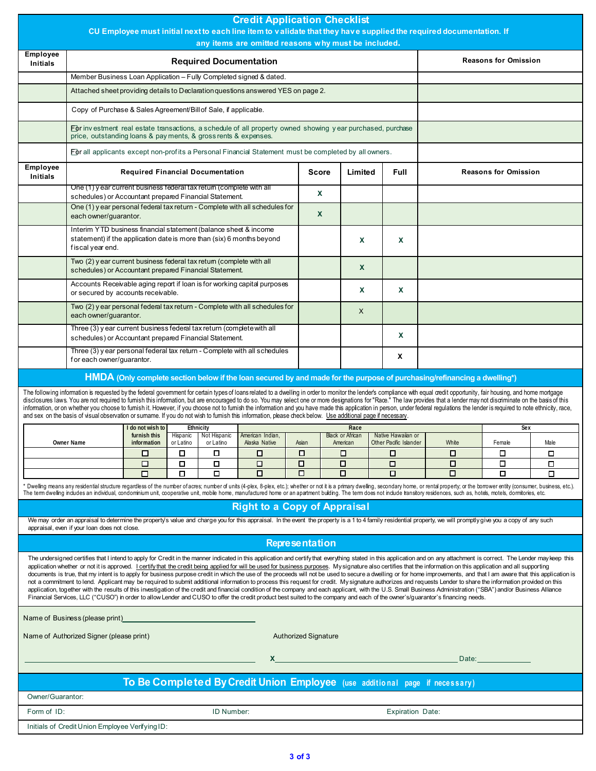# Credit Application Checklist

**CU Employee must initial next to each line item to validate that they have supplied the required documentation. If any items are omitted reasons why must be included.**

| Employee Initials | Required Documentation | Reasons for Omission |
|---|---|---|
| | Member Business Loan Application – Fully Completed signed & dated. | |
| | Attached sheet providing details to Declaration questions answered YES on page 2. | |
| | Copy of Purchase & Sales Agreement/Bill of Sale, if applicable. | |
| | For investment real estate transactions, a schedule of all property owned showing year purchased, purchase price, outstanding loans & payments, & gross rents & expenses. | |
| | For all applicants except non-profits a Personal Financial Statement must be completed by all owners. | |

| Employee Initials | Required Financial Documentation | Score | Limited | Full | Reasons for Omission |
|---|---|---|---|---|---|
| | One (1) year current business federal tax return (complete with all schedules) or Accountant prepared Financial Statement. | X | | | |
| | One (1) year personal federal tax return - Complete with all schedules for each owner/guarantor. | X | | | |
| | Interim YTD business financial statement (balance sheet & income statement) if the application date is more than (six) 6 months beyond fiscal year end. | | X | X | |
| | Two (2) year current business federal tax return (complete with all schedules) or Accountant prepared Financial Statement. | | X | | |
| | Accounts Receivable aging report if loan is for working capital purposes or secured by accounts receivable. | | X | X | |
| | Two (2) year personal federal tax return - Complete with all schedules for each owner/guarantor. | | X | | |
| | Three (3) year current business federal tax return (complete with all schedules) or Accountant prepared Financial Statement. | | | X | |
| | Three (3) year personal federal tax return - Complete with all schedules for each owner/guarantor. | | | X | |

## HMDA (Only complete section below if the loan secured by and made for the purpose of purchasing/refinancing a dwelling*)

The following information is requested by the federal government for certain types of loans related to a dwelling in order to monitor the lender's compliance with equal credit opportunity, fair housing, and home mortgage disclosures laws. You are not required to furnish this information, but are encouraged to do so. You may select one or more designations for "Race." The law provides that a lender may not discriminate on the basis of this information, or on whether you choose to furnish it. However, if you choose not to furnish the information and you have made this application in person, under federal regulations the lender is required to note ethnicity, race, and sex on the basis of visual observation or surname. If you do not wish to furnish this information, please check below. Use additional page if necessary.

| Owner Name | I do not wish to furnish this information | Ethnicity | | Race | | | | | Sex | |
|---|---|---|---|---|---|---|---|---|---|---|
| | | Hispanic or Latino | Not Hispanic or Latino | American Indian, Alaska Native | Asian | Black or African American | Native Hawaiian or Other Pacific Islander | White | Female | Male |
| | ☐ | ☐ | ☐ | ☐ | ☐ | ☐ | ☐ | ☐ | ☐ | ☐ |
| | ☐ | ☐ | ☐ | ☐ | ☐ | ☐ | ☐ | ☐ | ☐ | ☐ |
| | ☐ | ☐ | ☐ | ☐ | ☐ | ☐ | ☐ | ☐ | ☐ | ☐ |

* Dwelling means any residential structure regardless of the number of acres; number of units (4-plex, 8-plex, etc.); whether or not it is a primary dwelling, secondary home, or rental property; or the borrower entity (consumer, business, etc.). The term dwelling includes an individual, condominium unit, cooperative unit, mobile home, manufactured home or an apartment building. The term does not include transitory residences, such as, hotels, motels, dormitories, etc.

## Right to a Copy of Appraisal

We may order an appraisal to determine the property's value and charge you for this appraisal. In the event the property is a 1 to 4 family residential property, we will promptly give you a copy of any such appraisal, even if your loan does not close.

## Representation

The undersigned certifies that I intend to apply for Credit in the manner indicated in this application and certify that everything stated in this application and on any attachment is correct. The Lender may keep this application whether or not it is approved. I certify that the credit being applied for will be used for business purposes. My signature also certifies that the information on this application and all supporting documents is true, that my intent is to apply for business purpose credit in which the use of the proceeds will not be used to secure a dwelling or for home improvements, and that I am aware that this application is not a commitment to lend. Applicant may be required to submit additional information to process this request for credit. My signature authorizes and requests Lender to share the information provided on this application, together with the results of this investigation of the credit and financial condition of the company and each applicant, with the U.S. Small Business Administration ("SBA") and/or Business Alliance Financial Services, LLC ("CUSO") in order to allow Lender and CUSO to offer the credit product best suited to the company and each of the owner's/guarantor's financing needs.

Name of Business (please print) ______________________________

Name of Authorized Signer (please print) ______________________________

Authorized Signature

X ______________________________ Date: __________

## To Be Completed By Credit Union Employee (use additional page if necessary)

Owner/Guarantor:

Form of ID: ID Number: Expiration Date:

Initials of Credit Union Employee Verifying ID: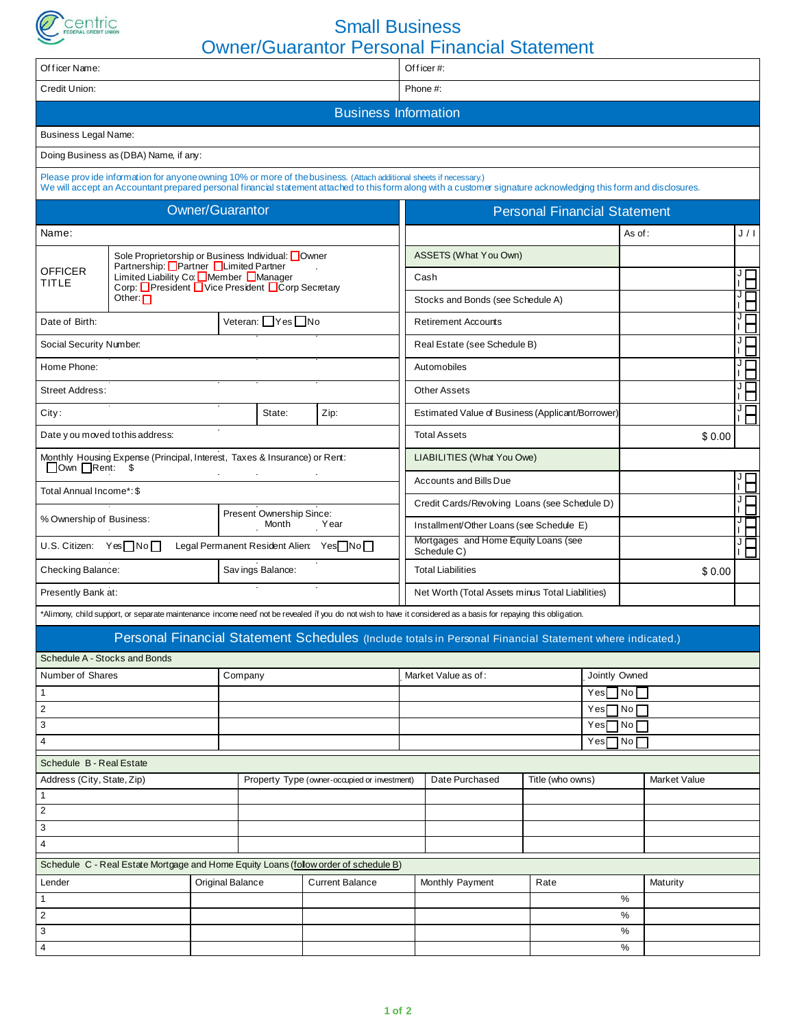# Small Business Owner/Guarantor Personal Financial Statement

| Officer Name: | Officer #: |
|---|---|
| Credit Union: | Phone #: |

## Business Information

Business Legal Name:

Doing Business as (DBA) Name, if any:

Please provide information for anyone owning 10% or more of the business. (Attach additional sheets if necessary.)
We will accept an Accountant prepared personal financial statement attached to this form along with a customer signature acknowledging this form and disclosures.

## Owner/Guarantor

| Name: | | |
|---|---|---|
| OFFICER TITLE | Sole Proprietorship or Business Individual: ☐Owner<br>Partnership: ☐Partner ☐Limited Partner<br>Limited Liability Co: ☐Member ☐Manager<br>Corp: ☐President ☐Vice President ☐Corp Secretary<br>Other: ☐ | |
| Date of Birth: | Veteran: ☐Yes ☐No | |
| Social Security Number: | | |
| Home Phone: | | |
| Street Address: | | |
| City: | State: | Zip: |
| Date you moved to this address: | | |
| Monthly Housing Expense (Principal, Interest, Taxes & Insurance) or Rent: ☐Own ☐Rent: $ | | |
| Total Annual Income*: $ | | |
| % Ownership of Business: | Present Ownership Since: Month Year | |
| U.S. Citizen: Yes☐No☐ Legal Permanent Resident Alien: Yes☐No☐ | | |
| Checking Balance: | Savings Balance: | |
| Presently Bank at: | | |

## Personal Financial Statement

| | As of: | J / I |
|---|---|---|
| ASSETS (What You Own) | | |
| Cash | | J ☐ I ☐ |
| Stocks and Bonds (see Schedule A) | | J ☐ I ☐ |
| Retirement Accounts | | J ☐ I ☐ |
| Real Estate (see Schedule B) | | J ☐ I ☐ |
| Automobiles | | J ☐ I ☐ |
| Other Assets | | J ☐ I ☐ |
| Estimated Value of Business (Applicant/Borrower) | | J ☐ I ☐ |
| Total Assets | $ 0.00 | |
| LIABILITIES (What You Owe) | | |
| Accounts and Bills Due | | J ☐ I ☐ |
| Credit Cards/Revolving Loans (see Schedule D) | | J ☐ I ☐ |
| Installment/Other Loans (see Schedule E) | | J ☐ I ☐ |
| Mortgages and Home Equity Loans (see Schedule C) | | J ☐ I ☐ |
| Total Liabilities | $ 0.00 | |
| Net Worth (Total Assets minus Total Liabilities) | | |

*Alimony, child support, or separate maintenance income need not be revealed if you do not wish to have it considered as a basis for repaying this obligation.

## Personal Financial Statement Schedules (Include totals in Personal Financial Statement where indicated.)

### Schedule A - Stocks and Bonds

| Number of Shares | Company | Market Value as of: | Jointly Owned |
|---|---|---|---|
| 1 | | | Yes☐ No☐ |
| 2 | | | Yes☐ No☐ |
| 3 | | | Yes☐ No☐ |
| 4 | | | Yes☐ No☐ |

### Schedule B - Real Estate

| Address (City, State, Zip) | Property Type (owner-occupied or investment) | Date Purchased | Title (who owns) | Market Value |
|---|---|---|---|---|
| 1 | | | | |
| 2 | | | | |
| 3 | | | | |
| 4 | | | | |

### Schedule C - Real Estate Mortgage and Home Equity Loans (follow order of schedule B)

| Lender | Original Balance | Current Balance | Monthly Payment | Rate | Maturity |
|---|---|---|---|---|---|
| 1 | | | | % | |
| 2 | | | | % | |
| 3 | | | | % | |
| 4 | | | | % | |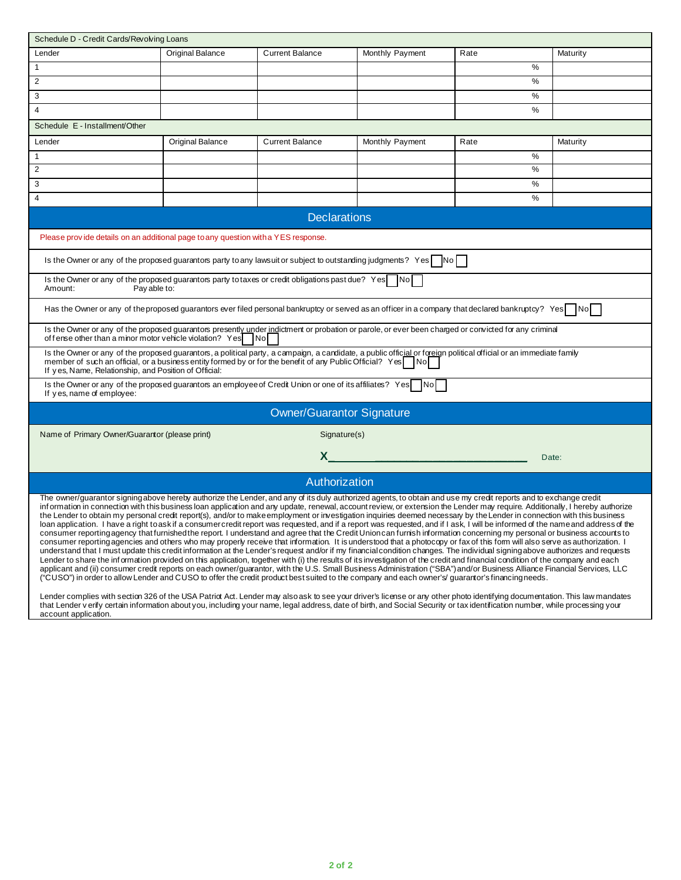| Schedule D - Credit Cards/Revolving Loans | | | | | |
|---|---|---|---|---|---|
| Lender | Original Balance | Current Balance | Monthly Payment | Rate | Maturity |
| 1 | | | | % | |
| 2 | | | | % | |
| 3 | | | | % | |
| 4 | | | | % | |

| Schedule E - Installment/Other | | | | | |
|---|---|---|---|---|---|
| Lender | Original Balance | Current Balance | Monthly Payment | Rate | Maturity |
| 1 | | | | % | |
| 2 | | | | % | |
| 3 | | | | % | |
| 4 | | | | % | |

## Declarations

Please provide details on an additional page to any question with a YES response.

Is the Owner or any of the proposed guarantors party to any lawsuit or subject to outstanding judgments? Yes ☐ No ☐

Is the Owner or any of the proposed guarantors party to taxes or credit obligations past due? Yes ☐ No ☐
Amount: Payable to:

Has the Owner or any of the proposed guarantors ever filed personal bankruptcy or served as an officer in a company that declared bankruptcy? Yes ☐ No ☐

Is the Owner or any of the proposed guarantors presently under indictment or probation or parole, or ever been charged or convicted for any criminal offense other than a minor motor vehicle violation? Yes ☐ No ☐

Is the Owner or any of the proposed guarantors, a political party, a campaign, a candidate, a public official or foreign political official or an immediate family member of such an official, or a business entity formed by or for the benefit of any Public Official? Yes ☐ No ☐
If yes, Name, Relationship, and Position of Official:

Is the Owner or any of the proposed guarantors an employee of Credit Union or one of its affiliates? Yes ☐ No ☐
If yes, name of employee:

## Owner/Guarantor Signature

Name of Primary Owner/Guarantor (please print)

Signature(s)

X______________________________ Date:

## Authorization

The owner/guarantor signing above hereby authorize the Lender, and any of its duly authorized agents, to obtain and use my credit reports and to exchange credit information in connection with this business loan application and any update, renewal, account review, or extension the Lender may require. Additionally, I hereby authorize the Lender to obtain my personal credit report(s), and/or to make employment or investigation inquiries deemed necessary by the Lender in connection with this business loan application. I have a right to ask if a consumer credit report was requested, and if a report was requested, and if I ask, I will be informed of the name and address of the consumer reporting agency that furnished the report. I understand and agree that the Credit Union can furnish information concerning my personal or business accounts to consumer reporting agencies and others who may properly receive that information. It is understood that a photocopy or fax of this form will also serve as authorization. I understand that I must update this credit information at the Lender's request and/or if my financial condition changes. The individual signing above authorizes and requests Lender to share the information provided on this application, together with (i) the results of its investigation of the credit and financial condition of the company and each applicant and (ii) consumer credit reports on each owner/guarantor, with the U.S. Small Business Administration ("SBA") and/or Business Alliance Financial Services, LLC ("CUSO") in order to allow Lender and CUSO to offer the credit product best suited to the company and each owner's/ guarantor's financing needs.

Lender complies with section 326 of the USA Patriot Act. Lender may also ask to see your driver's license or any other photo identifying documentation. This law mandates that Lender verify certain information about you, including your name, legal address, date of birth, and Social Security or tax identification number, while processing your account application.